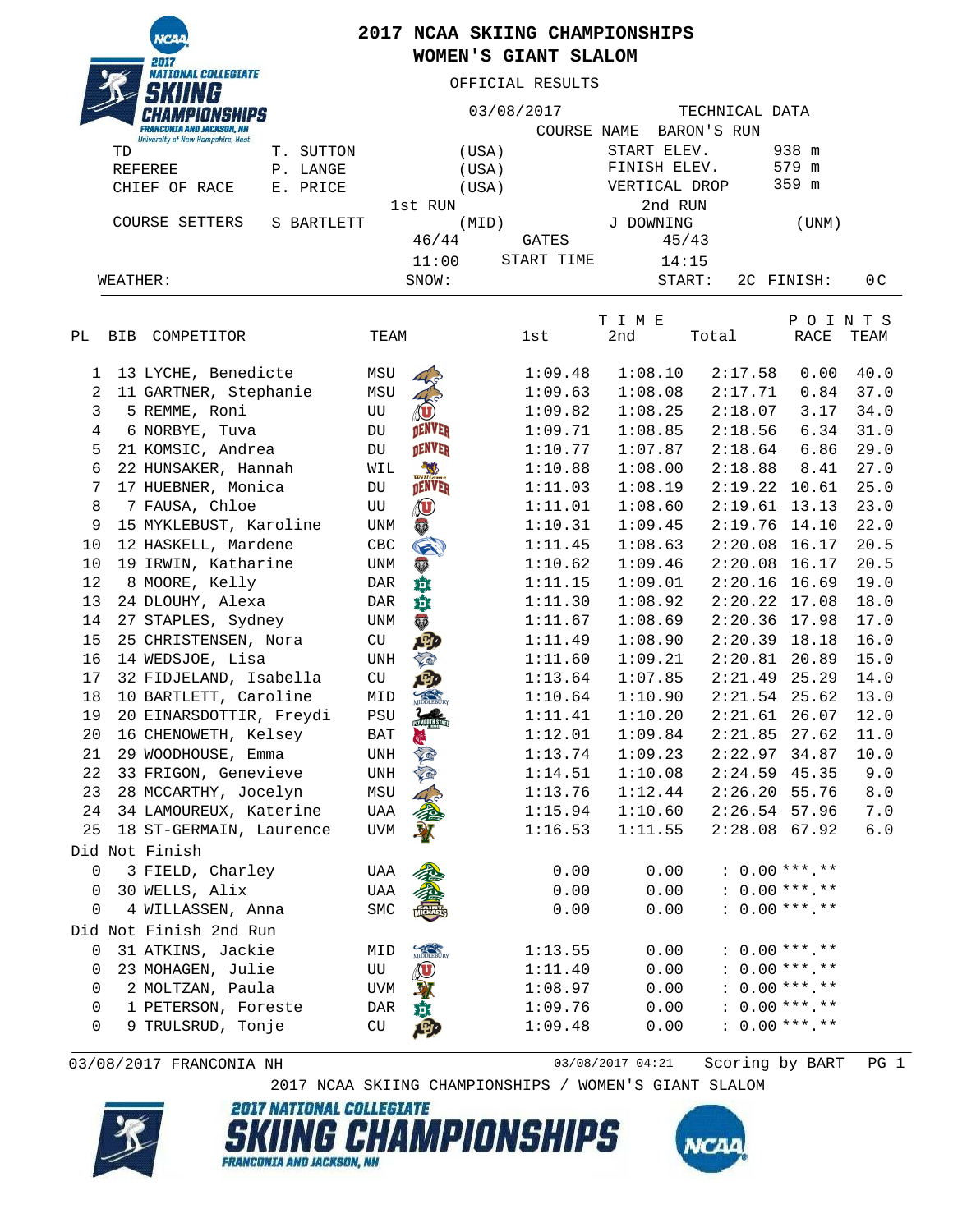# 2017 NCAA SKIING CHAMPIONSHIPS
## WOMEN'S GIANT SLALOM

OFFICIAL RESULTS

03/08/2017

| | | | |
|---|---|---|---|
| TD | T. SUTTON | (USA) | |
| REFEREE | P. LANGE | (USA) | |
| CHIEF OF RACE | E. PRICE | (USA) | |

TECHNICAL DATA

| | |
|---|---|
| COURSE NAME | BARON'S RUN |
| START ELEV. | 938 m |
| FINISH ELEV. | 579 m |
| VERTICAL DROP | 359 m |

| | 1st RUN | | 2nd RUN | |
|---|---|---|---|---|
| COURSE SETTERS | S BARTLETT | (MID) | J DOWNING | (UNM) |
| GATES | 46/44 | | 45/43 | |
| START TIME | 11:00 | | 14:15 | |

WEATHER: SNOW: START: 2C FINISH: 0C

| PL | BIB | COMPETITOR | TEAM | 1st | 2nd | Total | RACE POINTS | TEAM POINTS |
|---|---|---|---|---|---|---|---|---|
| 1 | 13 | LYCHE, Benedicte | MSU | 1:09.48 | 1:08.10 | 2:17.58 | 0.00 | 40.0 |
| 2 | 11 | GARTNER, Stephanie | MSU | 1:09.63 | 1:08.08 | 2:17.71 | 0.84 | 37.0 |
| 3 | 5 | REMME, Roni | UU | 1:09.82 | 1:08.25 | 2:18.07 | 3.17 | 34.0 |
| 4 | 6 | NORBYE, Tuva | DU | 1:09.71 | 1:08.85 | 2:18.56 | 6.34 | 31.0 |
| 5 | 21 | KOMSIC, Andrea | DU | 1:10.77 | 1:07.87 | 2:18.64 | 6.86 | 29.0 |
| 6 | 22 | HUNSAKER, Hannah | WIL | 1:10.88 | 1:08.00 | 2:18.88 | 8.41 | 27.0 |
| 7 | 17 | HUEBNER, Monica | DU | 1:11.03 | 1:08.19 | 2:19.22 | 10.61 | 25.0 |
| 8 | 7 | FAUSA, Chloe | UU | 1:11.01 | 1:08.60 | 2:19.61 | 13.13 | 23.0 |
| 9 | 15 | MYKLEBUST, Karoline | UNM | 1:10.31 | 1:09.45 | 2:19.76 | 14.10 | 22.0 |
| 10 | 12 | HASKELL, Mardene | CBC | 1:11.45 | 1:08.63 | 2:20.08 | 16.17 | 20.5 |
| 10 | 19 | IRWIN, Katharine | UNM | 1:10.62 | 1:09.46 | 2:20.08 | 16.17 | 20.5 |
| 12 | 8 | MOORE, Kelly | DAR | 1:11.15 | 1:09.01 | 2:20.16 | 16.69 | 19.0 |
| 13 | 24 | DLOUHY, Alexa | DAR | 1:11.30 | 1:08.92 | 2:20.22 | 17.08 | 18.0 |
| 14 | 27 | STAPLES, Sydney | UNM | 1:11.67 | 1:08.69 | 2:20.36 | 17.98 | 17.0 |
| 15 | 25 | CHRISTENSEN, Nora | CU | 1:11.49 | 1:08.90 | 2:20.39 | 18.18 | 16.0 |
| 16 | 14 | WEDSJOE, Lisa | UNH | 1:11.60 | 1:09.21 | 2:20.81 | 20.89 | 15.0 |
| 17 | 32 | FIDJELAND, Isabella | CU | 1:13.64 | 1:07.85 | 2:21.49 | 25.29 | 14.0 |
| 18 | 10 | BARTLETT, Caroline | MID | 1:10.64 | 1:10.90 | 2:21.54 | 25.62 | 13.0 |
| 19 | 20 | EINARSDOTTIR, Freydi | PSU | 1:11.41 | 1:10.20 | 2:21.61 | 26.07 | 12.0 |
| 20 | 16 | CHENOWETH, Kelsey | BAT | 1:12.01 | 1:09.84 | 2:21.85 | 27.62 | 11.0 |
| 21 | 29 | WOODHOUSE, Emma | UNH | 1:13.74 | 1:09.23 | 2:22.97 | 34.87 | 10.0 |
| 22 | 33 | FRIGON, Genevieve | UNH | 1:14.51 | 1:10.08 | 2:24.59 | 45.35 | 9.0 |
| 23 | 28 | MCCARTHY, Jocelyn | MSU | 1:13.76 | 1:12.44 | 2:26.20 | 55.76 | 8.0 |
| 24 | 34 | LAMOUREUX, Katerine | UAA | 1:15.94 | 1:10.60 | 2:26.54 | 57.96 | 7.0 |
| 25 | 18 | ST-GERMAIN, Laurence | UVM | 1:16.53 | 1:11.55 | 2:28.08 | 67.92 | 6.0 |
| **Did Not Finish** | | | | | | | | |
| 0 | 3 | FIELD, Charley | UAA | 0.00 | 0.00 | : 0.00 | ***.** | |
| 0 | 30 | WELLS, Alix | UAA | 0.00 | 0.00 | : 0.00 | ***.** | |
| 0 | 4 | WILLASSEN, Anna | SMC | 0.00 | 0.00 | : 0.00 | ***.** | |
| **Did Not Finish 2nd Run** | | | | | | | | |
| 0 | 31 | ATKINS, Jackie | MID | 1:13.55 | 0.00 | : 0.00 | ***.** | |
| 0 | 23 | MOHAGEN, Julie | UU | 1:11.40 | 0.00 | : 0.00 | ***.** | |
| 0 | 2 | MOLTZAN, Paula | UVM | 1:08.97 | 0.00 | : 0.00 | ***.** | |
| 0 | 1 | PETERSON, Foreste | DAR | 1:09.76 | 0.00 | : 0.00 | ***.** | |
| 0 | 9 | TRULSRUD, Tonje | CU | 1:09.48 | 0.00 | : 0.00 | ***.** | |

03/08/2017 FRANCONIA NH 03/08/2017 04:21 Scoring by BART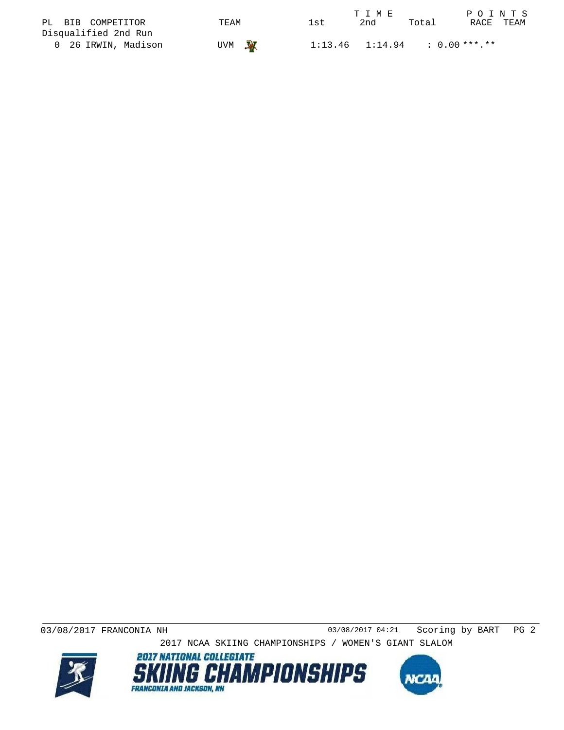| PL | BIB | COMPETITOR | TEAM | 1st | 2nd | Total | RACE | TEAM |
|---|---|---|---|---|---|---|---|---|
| Disqualified 2nd Run | | | | | | | | |
| 0 | 26 | IRWIN, Madison | UVM | 1:13.46 | 1:14.94 | : | 0.00 | ***.** |